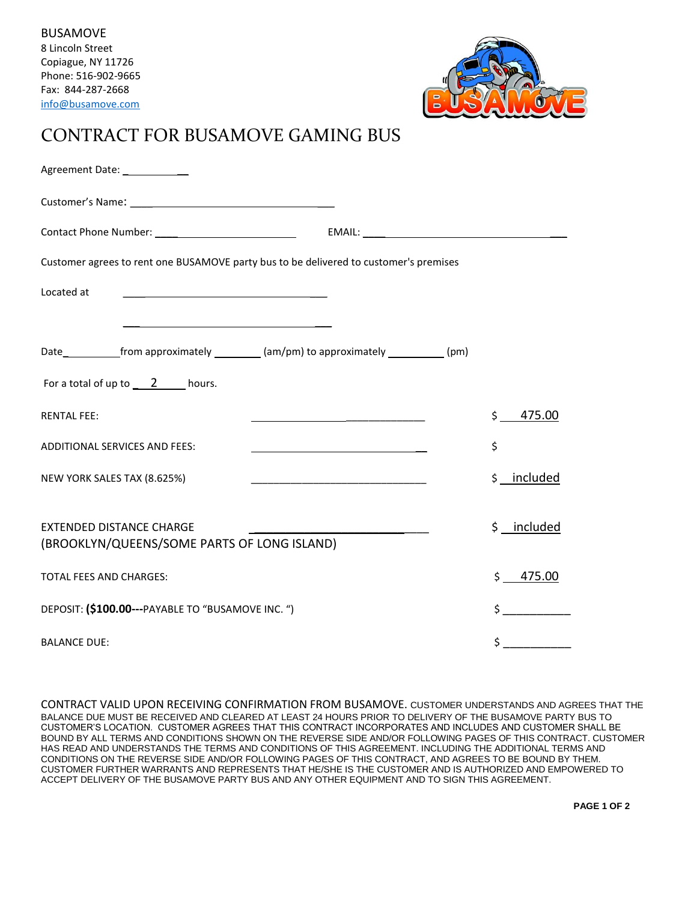BUSAMOVE
8 Lincoln Street
Copiague, NY 11726
Phone: 516-902-9665
Fax: 844-287-2668
info@busamove.com

# CONTRACT FOR BUSAMOVE GAMING BUS

Agreement Date: ____________

Customer's Name: ______________________________________

Contact Phone Number: __________________________ EMAIL: ____________________________________

Customer agrees to rent one BUSAMOVE party bus to be delivered to customer's premises

Located at ______________________________________

______________________________________

Date__________from approximately ________ (am/pm) to approximately __________ (pm)

For a total of up to ___2_____ hours.

| | | |
|---|---|---|
| RENTAL FEE: | ______________________________ | $ 475.00 |
| ADDITIONAL SERVICES AND FEES: | ______________________________ | $ |
| NEW YORK SALES TAX (8.625%) | ______________________________ | $ included |
| EXTENDED DISTANCE CHARGE (BROOKLYN/QUEENS/SOME PARTS OF LONG ISLAND) | ______________________________ | $ included |
| TOTAL FEES AND CHARGES: | | $ 475.00 |
| DEPOSIT: **($100.00---**PAYABLE TO "BUSAMOVE INC. ") | | $ ___________ |
| BALANCE DUE: | | $ ___________ |

CONTRACT VALID UPON RECEIVING CONFIRMATION FROM BUSAMOVE. CUSTOMER UNDERSTANDS AND AGREES THAT THE BALANCE DUE MUST BE RECEIVED AND CLEARED AT LEAST 24 HOURS PRIOR TO DELIVERY OF THE BUSAMOVE PARTY BUS TO CUSTOMER'S LOCATION. CUSTOMER AGREES THAT THIS CONTRACT INCORPORATES AND INCLUDES AND CUSTOMER SHALL BE BOUND BY ALL TERMS AND CONDITIONS SHOWN ON THE REVERSE SIDE AND/OR FOLLOWING PAGES OF THIS CONTRACT. CUSTOMER HAS READ AND UNDERSTANDS THE TERMS AND CONDITIONS OF THIS AGREEMENT. INCLUDING THE ADDITIONAL TERMS AND CONDITIONS ON THE REVERSE SIDE AND/OR FOLLOWING PAGES OF THIS CONTRACT, AND AGREES TO BE BOUND BY THEM. CUSTOMER FURTHER WARRANTS AND REPRESENTS THAT HE/SHE IS THE CUSTOMER AND IS AUTHORIZED AND EMPOWERED TO ACCEPT DELIVERY OF THE BUSAMOVE PARTY BUS AND ANY OTHER EQUIPMENT AND TO SIGN THIS AGREEMENT.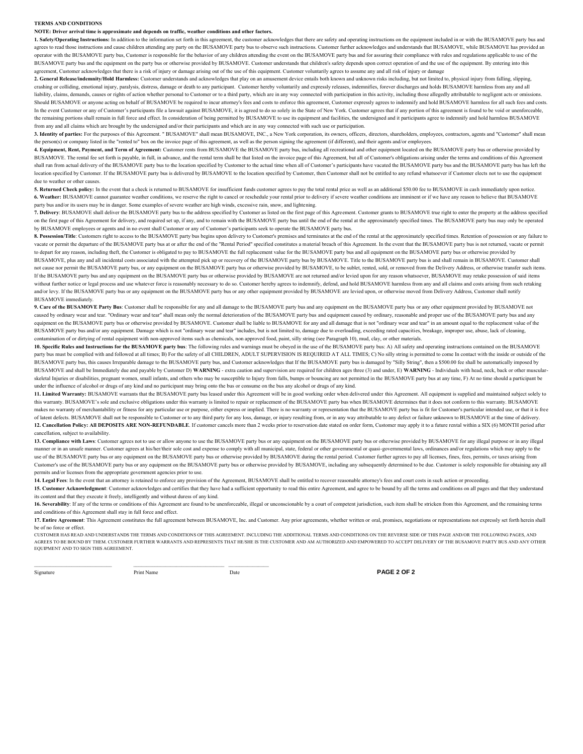**TERMS AND CONDITIONS**

**NOTE: Driver arrival time is approximate and depends on traffic, weather conditions and other factors.**

**1. Safety/Operating Instructions:** In addition to the information set forth in this agreement, the customer acknowledges that there are safety and operating instructions on the equipment included in or with the BUSAMOVE party bus and agrees to read those instructions and cause children attending any party on the BUSAMOVE party bus to observe such instructions. Customer further acknowledges and understands that BUSAMOVE, while BUSAMOVE has provided an operator with the BUSAMOVE party bus, Customer is responsible for the behavior of any children attending the event on the BUSAMOVE party bus and for assuring their compliance with rules and regulations applicable to use of the BUSAMOVE party bus and the equipment on the party bus or otherwise provided by BUSAMOVE. Customer understands that children's safety depends upon correct operation of and the use of the equipment. By entering into this agreement, Customer acknowledges that there is a risk of injury or damage arising out of the use of this equipment. Customer voluntarily agrees to assume any and all risk of injury or damage

**2. General Release/indemnity/Hold Harmless:** Customer understands and acknowledges that play on an amusement device entails both known and unknown risks including, but not limited to, physical injury from falling, slipping, crashing or colliding, emotional injury, paralysis, distress, damage or death to any participant. Customer hereby voluntarily and expressly releases, indemnifies, forever discharges and holds BUSAMOVE harmless from any and all liability, claims, demands, causes or rights of action whether personal to Customer or to a third party, which are in any way connected with participation in this activity, including those allegedly attributable to negligent acts or omissions. Should BUSAMOVE or anyone acting on behalf of BUSAMOVE be required to incur attorney's fees and costs to enforce this agreement, Customer expressly agrees to indemnify and hold BUSAMOVE harmless for all such fees and costs. In the event Customer or any of Customer's participants file a lawsuit against BUSAMOVE, it is agreed to do so solely in the State of New York. Customer agrees that if any portion of this agreement is found to be void or unenforceable, the remaining portions shall remain in full force and effect. In consideration of being permitted by BUSAMOVE to use its equipment and facilities, the undersigned and it participants agree to indemnify and hold harmless BUSAMOVE from any and all claims which are brought by the undersigned and/or their participants and which are in any way connected with such use or participation.

**3. Identity of parties:** For the purposes of this Agreement. " BUSAMOVE" shall mean BUSAMOVE, INC., a New York corporation, its owners, officers, directors, shareholders, employees, contractors, agents and "Customer" shall mean the person(s) or company listed in the "rented to" box on the invoice page of this agreement, as well as the person signing the agreement (if different), and their agents and/or employees.

**4. Equipment, Rent, Payment, and Term of Agreement:** Customer rents from BUSAMOVE the BUSAMOVE party bus, including all recreational and other equipment located on the BUSAMOVE party bus or otherwise provided by BUSAMOVE. The rental fee set forth is payable, in full, in advance, and the rental term shall be that listed on the invoice page of this Agreement, but all of Customer's obligations arising under the terms and conditions of this Agreement shall run from actual delivery of the BUSAMOVE party bus to the location specified by Customer to the actual time when all of Customer's participants have vacated the BUSAMOVE party bus and the BUSAMOVE party bus has left the location specified by Customer. If the BUSAMOVE party bus is delivered by BUSAMOVE to the location specified by Customer, then Customer shall not be entitled to any refund whatsoever if Customer elects not to use the equipment due to weather or other causes.

**5. Returned Check policy:** In the event that a check is returned to BUSAMOVE for insufficient funds customer agrees to pay the total rental price as well as an additional $50.00 fee to BUSAMOVE in cash immediately upon notice.

**6. Weather:** BUSAMOVE cannot guarantee weather conditions, we reserve the right to cancel or reschedule your rental prior to delivery if severe weather conditions are imminent or if we have any reason to believe that BUSAMOVE party bus and/or its users may be in danger. Some examples of severe weather are high winds, excessive rain, snow, and lightening.

**7. Delivery**: BUSAMOVE shall deliver the BUSAMOVE party bus to the address specified by Customer as listed on the first page of this Agreement. Customer grants to BUSAMOVE true right to enter the property at the address specified on the first page of this Agreement for delivery, and required set up, if any, and to remain with the BUSAMOVE party bus until the end of the rental at the approximately specified times. The BUSAMOVE party bus may only be operated by BUSAMOVE employees or agents and in no event shall Customer or any of Customer's participants seek to operate the BUSAMOVE party bus.

**8. Possession/Title**: Customers right to access to the BUSAMOVE party bus begins upon delivery to Customer's premises and terminates at the end of the rental at the approximately specified times. Retention of possession or any failure to vacate or permit the departure of the BUSAMOVE party bus at or after the end of the "Rental Period" specified constitutes a material breach of this Agreement. In the event that the BUSAMOVE party bus is not returned, vacate or permit to depart for any reason, including theft, the Customer is obligated to pay to BUSAMOVE the full replacement value for the BUSAMOVE party bus and all equipment on the BUSAMOVE party bus or otherwise provided by BUSAMOVE, plus any and all incidental costs associated with the attempted pick up or recovery of the BUSAMOVE party bus by BUSAMOVE. Title to the BUSAMOVE party bus is and shall remain in BUSAMOVE. Customer shall not cause nor permit the BUSAMOVE party bus, or any equipment on the BUSAMOVE party bus or otherwise provided by BUSAMOVE, to be sublet, rented, sold, or removed from the Delivery Address, or otherwise transfer such items. If the BUSAMOVE party bus and any equipment on the BUSAMOVE party bus or otherwise provided by BUSAMOVE are not returned and/or levied upon for any reason whatsoever, BUSAMOVE may retake possession of said items without further notice or legal process and use whatever force is reasonably necessary to do so. Customer hereby agrees to indemnify, defend, and hold BUSAMOVE harmless from any and all claims and costs arising from such retaking and/or levy. If the BUSAMOVE party bus or any equipment on the BUSAMOVE party bus or any other equipment provided by BUSAMOVE are levied upon, or otherwise moved from Delivery Address, Customer shall notify BUSAMOVE immediately.

**9. Care of the BUSAMOVE Party Bus**: Customer shall be responsible for any and all damage to the BUSAMOVE party bus and any equipment on the BUSAMOVE party bus or any other equipment provided by BUSAMOVE not caused by ordinary wear and tear. "Ordinary wear and tear" shall mean only the normal deterioration of the BUSAMOVE party bus and equipment caused by ordinary, reasonable and proper use of the BUSAMOVE party bus and any equipment on the BUSAMOVE party bus or otherwise provided by BUSAMOVE. Customer shall be liable to BUSAMOVE for any and all damage that is not "ordinary wear and tear" in an amount equal to the replacement value of the BUSAMOVE party bus and/or any equipment. Damage which is not "ordinary wear and tear" includes, but is not limited to, damage due to overloading, exceeding rated capacities, breakage, improper use, abuse, lack of cleaning, contamination of or dirtying of rental equipment with non-approved items such as chemicals, non approved food, paint, silly string (see Paragraph 10), mud, clay, or other materials.

**10. Specific Rules and Instructions for the BUSAMOVE party bus**: The following rules and warnings must be obeyed in the use of the BUSAMOVE party bus: A) All safety and operating instructions contained on the BUSAMOVE party bus must be complied with and followed at all times; B) For the safety of all CHILDREN, ADULT SUPERVISION IS REQUIRED AT ALL TIMES; C) No silly string is permitted to come In contact with the inside or outside of the BUSAMOVE party bus, this causes Irreparable damage to the BUSAMOVE party bus, and Customer acknowledges that If the BUSAMOVE party bus is damaged by "Silly String", then a $500.00 fee shall be automatically imposed by BUSAMOVE and shall be Immediately due and payable by Customer D) **WARNING** - extra caution and supervision are required for children ages three (3) and under, E) **WARNING** - Individuals with head, neck, back or other muscular-skeletal Injuries or disabilities, pregnant women, small infants, and others who may be susceptible to Injury from falls, bumps or bouncing are not permitted in the BUSAMOVE party bus at any time, F) At no time should a participant be under the influence of alcohol or drugs of any kind and no participant may bring onto the bus or consume on the bus any alcohol or drugs of any kind.

**11. Limited Warranty:** BUSAMOVE warrants that the BUSAMOVE party bus leased under this Agreement will be in good working order when delivered under this Agreement. All equipment is supplied and maintained subject solely to this warranty. BUSAMOVE's sole and exclusive obligations under this warranty is limited to repair or replacement of the BUSAMOVE party bus when BUSAMOVE determines that it does not conform to this warranty. BUSAMOVE makes no warranty of merchantability or fitness for any particular use or purpose, either express or implied. There is no warranty or representation that the BUSAMOVE party bus is fit for Customer's particular intended use, or that it is free of latent defects. BUSAMOVE shall not be responsible to Customer or to any third party for any loss, damage, or injury resulting from, or in any way attributable to any defect or failure unknown to BUSAMOVE at the time of delivery.

**12. Cancellation Policy: All DEPOSITS ARE NON-REFUNDABLE**. If customer cancels more than 2 weeks prior to reservation date stated on order form, Customer may apply it to a future rental within a SIX (6) MONTH period after cancellation, subject to availability.

**13. Compliance with Laws**: Customer agrees not to use or allow anyone to use the BUSAMOVE party bus or any equipment on the BUSAMOVE party bus or otherwise provided by BUSAMOVE for any illegal purpose or in any illegal manner or in an unsafe manner. Customer agrees at his/her/their sole cost and expense to comply with all municipal, state, federal or other governmental or quasi-governmental laws, ordinances and/or regulations which may apply to the use of the BUSAMOVE party bus or any equipment on the BUSAMOVE party bus or otherwise provided by BUSAMOVE during the rental period. Customer further agrees to pay all licenses, fines, fees, permits, or taxes arising from Customer's use of the BUSAMOVE party bus or any equipment on the BUSAMOVE party bus or otherwise provided by BUSAMOVE, including any subsequently determined to be due. Customer is solely responsible for obtaining any all permits and/or licenses from the appropriate government agencies prior to use.

**14. Legal Fees**: In the event that an attorney is retained to enforce any provision of the Agreement, BUSAMOVE shall be entitled to recover reasonable attorney's fees and court costs in such action or proceeding.

**15. Customer Acknowledgment**: Customer acknowledges and certifies that they have had a sufficient opportunity to read this entire Agreement, and agree to be bound by all the terms and conditions on all pages and that they understand its content and that they execute it freely, intelligently and without duress of any kind.

**16. Severability**: If any of the terms or conditions of this Agreement are found to be unenforceable, illegal or unconscionable by a court of competent jurisdiction, such item shall be stricken from this Agreement, and the remaining terms and conditions of this Agreement shall stay in full force and effect.

**17. Entire Agreement**: This Agreement constitutes the full agreement between BUSAMOVE, Inc. and Customer. Any prior agreements, whether written or oral, promises, negotiations or representations not expressly set forth herein shall be of no force or effect.

CUSTOMER HAS READ AND UNDERSTANDS THE TERMS AND CONDITIONS OF THIS AGREEMENT. INCLUDING THE ADDITIONAL TERMS AND CONDITIONS ON THE REVERSE SIDE OF THIS PAGE AND/OR THE FOLLOWING PAGES, AND AGREES TO BE BOUND BY THEM. CUSTOMER FURTHER WARRANTS AND REPRESENTS THAT HE/SHE IS THE CUSTOMER AND AM AUTHORIZED AND EMPOWERED TO ACCEPT DELIVERY OF THE BUSAMOVE PARTY BUS AND ANY OTHER EQUIPMENT AND TO SIGN THIS AGREEMENT.

\_\_\_\_\_\_\_\_\_\_\_\_\_\_\_\_\_\_\_\_ &nbsp;&nbsp; \_\_\_\_\_\_\_\_\_\_\_\_\_\_\_\_\_\_\_\_\_\_\_\_ &nbsp;&nbsp; \_\_\_\_\_\_\_\_\_\_\_\_

Signature &nbsp;&nbsp;&nbsp;&nbsp; Print Name &nbsp;&nbsp;&nbsp;&nbsp; Date